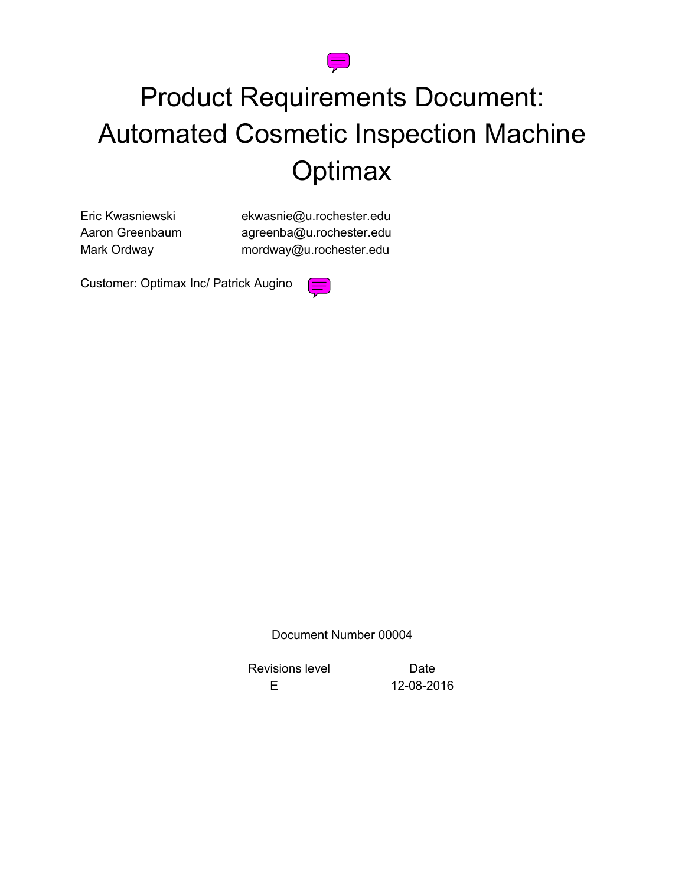# Product Requirements Document: Automated Cosmetic Inspection Machine Optimax

| | |
|---|---|
| Eric Kwasniewski | ekwasnie@u.rochester.edu |
| Aaron Greenbaum | agreenba@u.rochester.edu |
| Mark Ordway | mordway@u.rochester.edu |

Customer: Optimax Inc/ Patrick Augino

Document Number 00004

| Revisions level | Date |
|---|---|
| E | 12-08-2016 |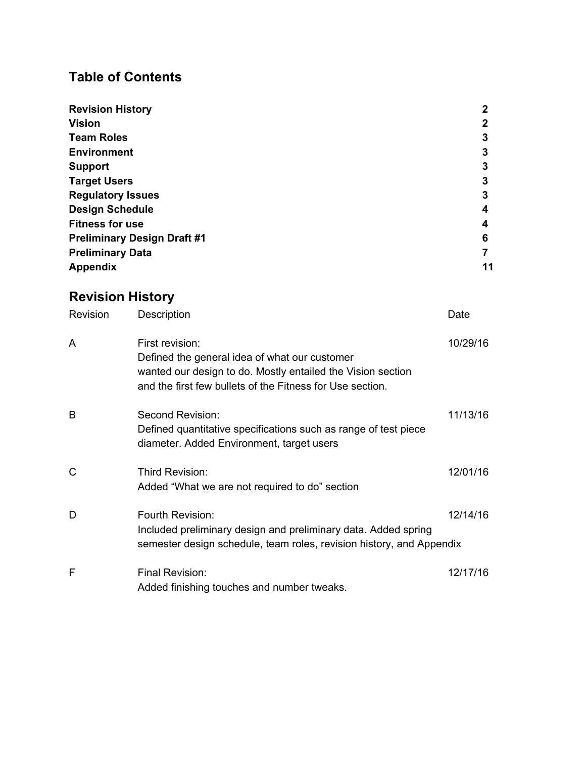## Table of Contents

| | |
|---|---|
| **Revision History** | **2** |
| **Vision** | **2** |
| **Team Roles** | **3** |
| **Environment** | **3** |
| **Support** | **3** |
| **Target Users** | **3** |
| **Regulatory Issues** | **3** |
| **Design Schedule** | **4** |
| **Fitness for use** | **4** |
| **Preliminary Design Draft #1** | **6** |
| **Preliminary Data** | **7** |
| **Appendix** | **11** |

## Revision History

| Revision | Description | Date |
|---|---|---|
| A | First revision: Defined the general idea of what our customer wanted our design to do. Mostly entailed the Vision section and the first few bullets of the Fitness for Use section. | 10/29/16 |
| B | Second Revision: Defined quantitative specifications such as range of test piece diameter. Added Environment, target users | 11/13/16 |
| C | Third Revision: Added “What we are not required to do” section | 12/01/16 |
| D | Fourth Revision: Included preliminary design and preliminary data. Added spring semester design schedule, team roles, revision history, and Appendix | 12/14/16 |
| F | Final Revision: Added finishing touches and number tweaks. | 12/17/16 |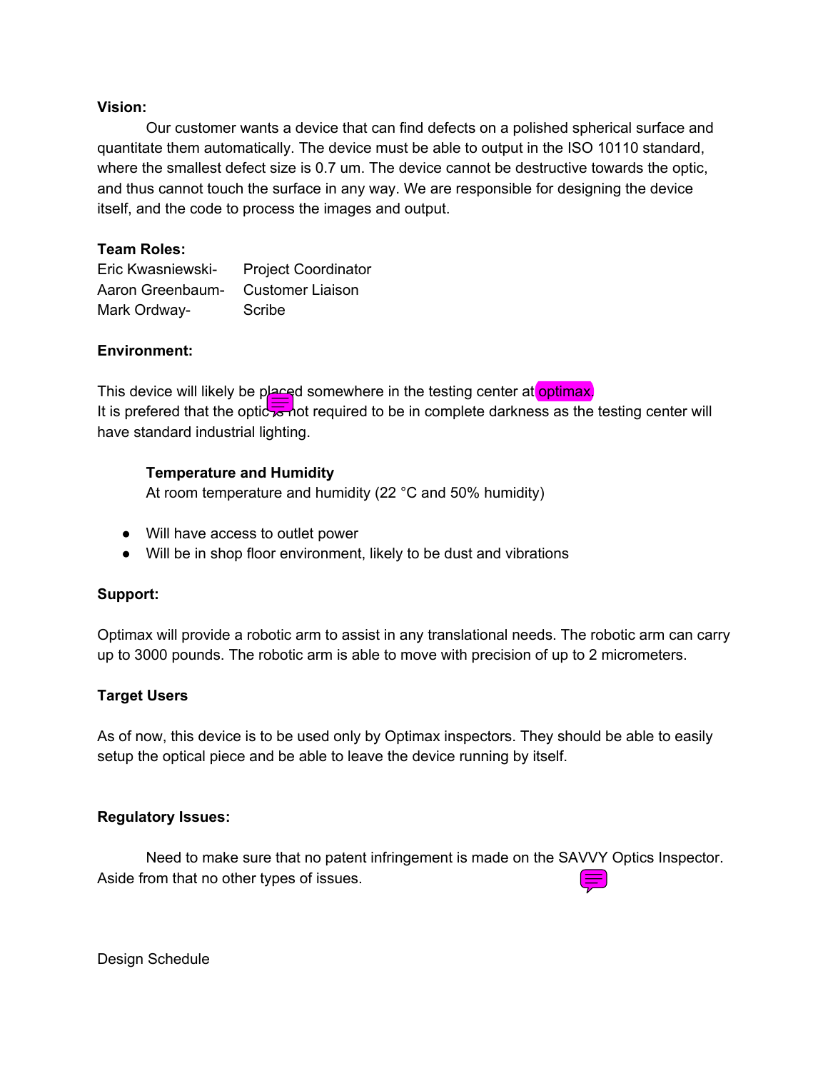**Vision:**

Our customer wants a device that can find defects on a polished spherical surface and quantitate them automatically. The device must be able to output in the ISO 10110 standard, where the smallest defect size is 0.7 um. The device cannot be destructive towards the optic, and thus cannot touch the surface in any way. We are responsible for designing the device itself, and the code to process the images and output.

**Team Roles:**

| | |
|---|---|
| Eric Kwasniewski- | Project Coordinator |
| Aaron Greenbaum- | Customer Liaison |
| Mark Ordway- | Scribe |

**Environment:**

This device will likely be placed somewhere in the testing center at optimax.
It is prefered that the optic is not required to be in complete darkness as the testing center will have standard industrial lighting.

**Temperature and Humidity**

At room temperature and humidity (22 °C and 50% humidity)

- Will have access to outlet power
- Will be in shop floor environment, likely to be dust and vibrations

**Support:**

Optimax will provide a robotic arm to assist in any translational needs. The robotic arm can carry up to 3000 pounds. The robotic arm is able to move with precision of up to 2 micrometers.

**Target Users**

As of now, this device is to be used only by Optimax inspectors. They should be able to easily setup the optical piece and be able to leave the device running by itself.

**Regulatory Issues:**

Need to make sure that no patent infringement is made on the SAVVY Optics Inspector. Aside from that no other types of issues.

Design Schedule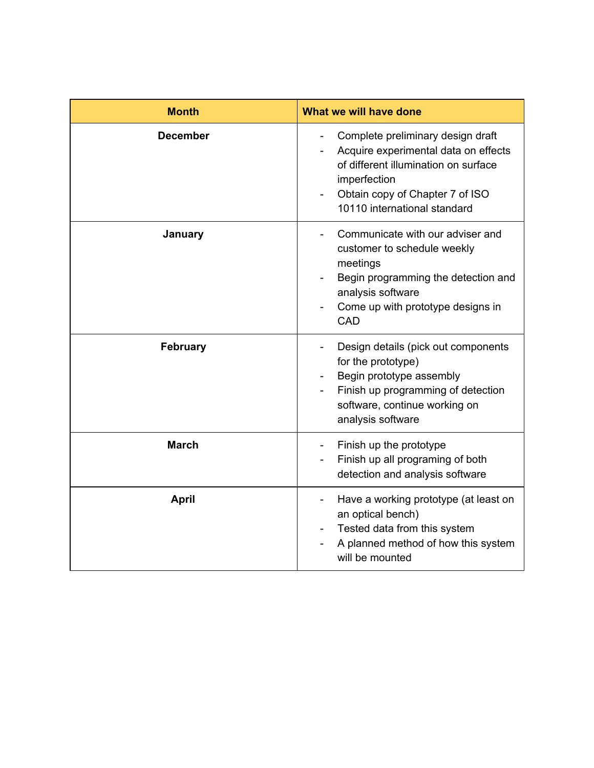| Month | What we will have done |
| --- | --- |
| **December** | - Complete preliminary design draft<br>- Acquire experimental data on effects of different illumination on surface imperfection<br>- Obtain copy of Chapter 7 of ISO 10110 international standard |
| **January** | - Communicate with our adviser and customer to schedule weekly meetings<br>- Begin programming the detection and analysis software<br>- Come up with prototype designs in CAD |
| **February** | - Design details (pick out components for the prototype)<br>- Begin prototype assembly<br>- Finish up programming of detection software, continue working on analysis software |
| **March** | - Finish up the prototype<br>- Finish up all programing of both detection and analysis software |
| **April** | - Have a working prototype (at least on an optical bench)<br>- Tested data from this system<br>- A planned method of how this system will be mounted |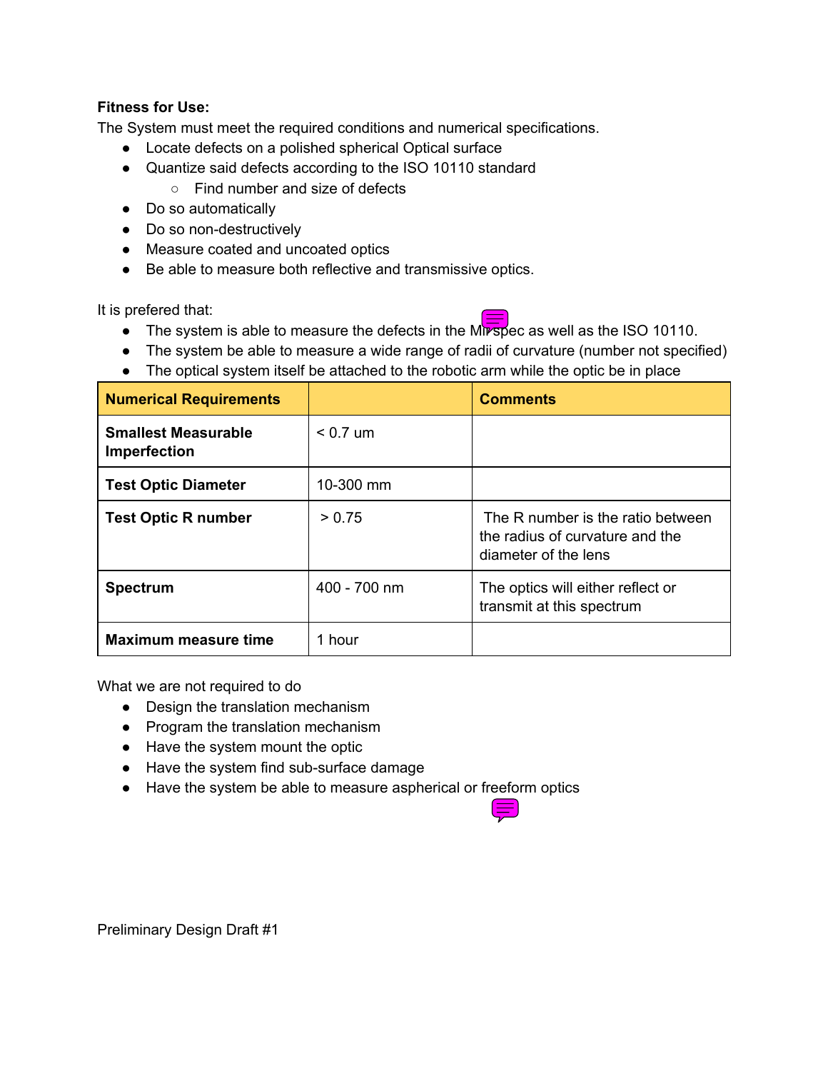**Fitness for Use:**

The System must meet the required conditions and numerical specifications.

- Locate defects on a polished spherical Optical surface
- Quantize said defects according to the ISO 10110 standard
  - Find number and size of defects
- Do so automatically
- Do so non-destructively
- Measure coated and uncoated optics
- Be able to measure both reflective and transmissive optics.

It is prefered that:

- The system is able to measure the defects in the Mil-spec as well as the ISO 10110.
- The system be able to measure a wide range of radii of curvature (number not specified)
- The optical system itself be attached to the robotic arm while the optic be in place

| Numerical Requirements | | Comments |
| --- | --- | --- |
| **Smallest Measurable Imperfection** | < 0.7 um | |
| **Test Optic Diameter** | 10-300 mm | |
| **Test Optic R number** | > 0.75 | The R number is the ratio between the radius of curvature and the diameter of the lens |
| **Spectrum** | 400 - 700 nm | The optics will either reflect or transmit at this spectrum |
| **Maximum measure time** | 1 hour | |

What we are not required to do

- Design the translation mechanism
- Program the translation mechanism
- Have the system mount the optic
- Have the system find sub-surface damage
- Have the system be able to measure aspherical or freeform optics

Preliminary Design Draft #1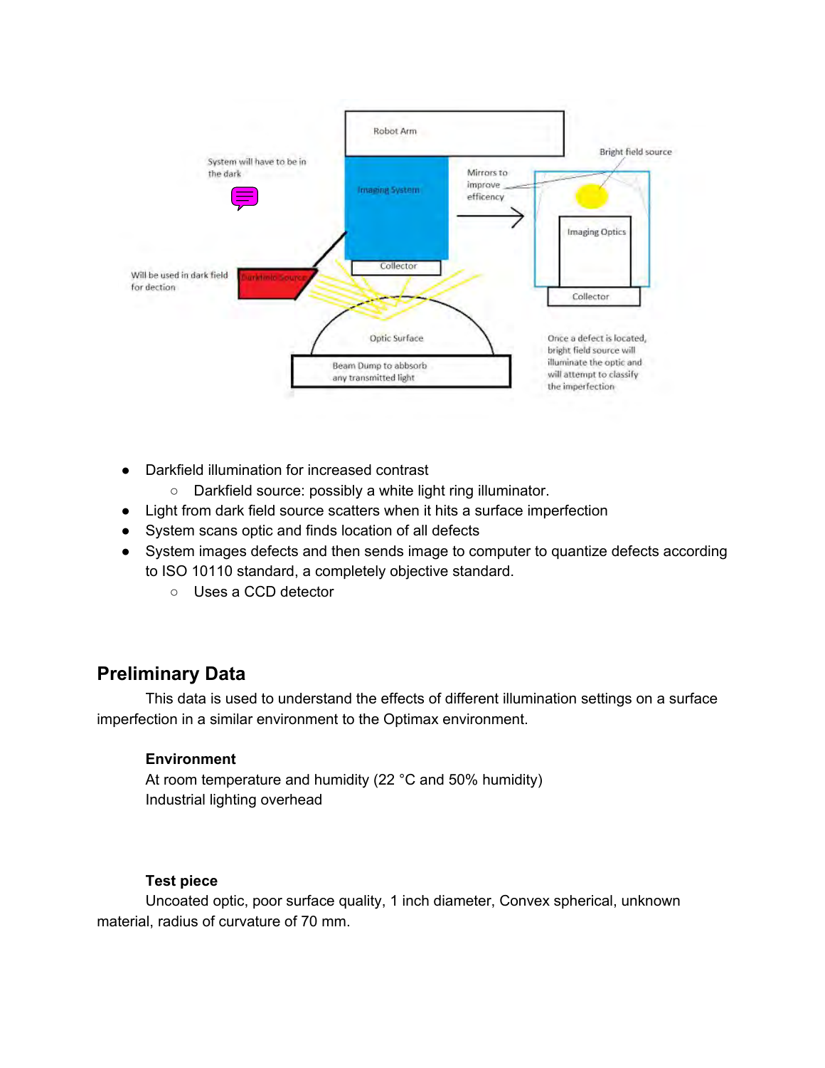Robot Arm

System will have to be in the dark

Imaging System

Mirrors to improve efficency

Bright field source

Imaging Optics

Collector

Will be used in dark field for dection

Darkfield Source

Collector

Optic Surface

Beam Dump to abbsorb any transmitted light

Once a defect is located, bright field source will illuminate the optic and will attempt to classify the imperfection

- Darkfield illumination for increased contrast
  - Darkfield source: possibly a white light ring illuminator.
- Light from dark field source scatters when it hits a surface imperfection
- System scans optic and finds location of all defects
- System images defects and then sends image to computer to quantize defects according to ISO 10110 standard, a completely objective standard.
  - Uses a CCD detector

## Preliminary Data

This data is used to understand the effects of different illumination settings on a surface imperfection in a similar environment to the Optimax environment.

### Environment

At room temperature and humidity (22 °C and 50% humidity)
Industrial lighting overhead

### Test piece

Uncoated optic, poor surface quality, 1 inch diameter, Convex spherical, unknown material, radius of curvature of 70 mm.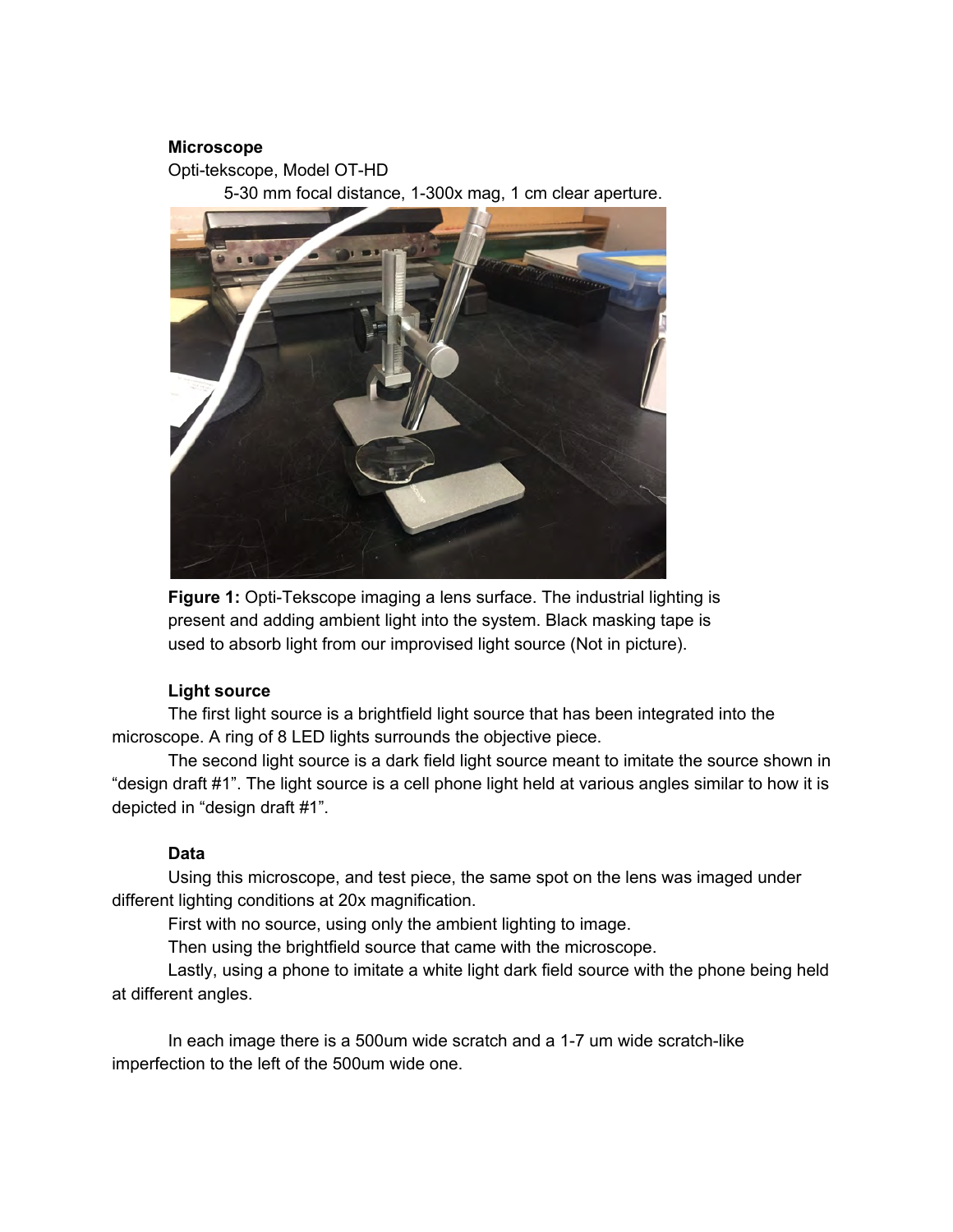**Microscope**

Opti-tekscope, Model OT-HD

5-30 mm focal distance, 1-300x mag, 1 cm clear aperture.

**Figure 1:** Opti-Tekscope imaging a lens surface. The industrial lighting is present and adding ambient light into the system. Black masking tape is used to absorb light from our improvised light source (Not in picture).

**Light source**

The first light source is a brightfield light source that has been integrated into the microscope. A ring of 8 LED lights surrounds the objective piece.

The second light source is a dark field light source meant to imitate the source shown in "design draft #1". The light source is a cell phone light held at various angles similar to how it is depicted in "design draft #1".

**Data**

Using this microscope, and test piece, the same spot on the lens was imaged under different lighting conditions at 20x magnification.

First with no source, using only the ambient lighting to image.

Then using the brightfield source that came with the microscope.

Lastly, using a phone to imitate a white light dark field source with the phone being held at different angles.

In each image there is a 500um wide scratch and a 1-7 um wide scratch-like imperfection to the left of the 500um wide one.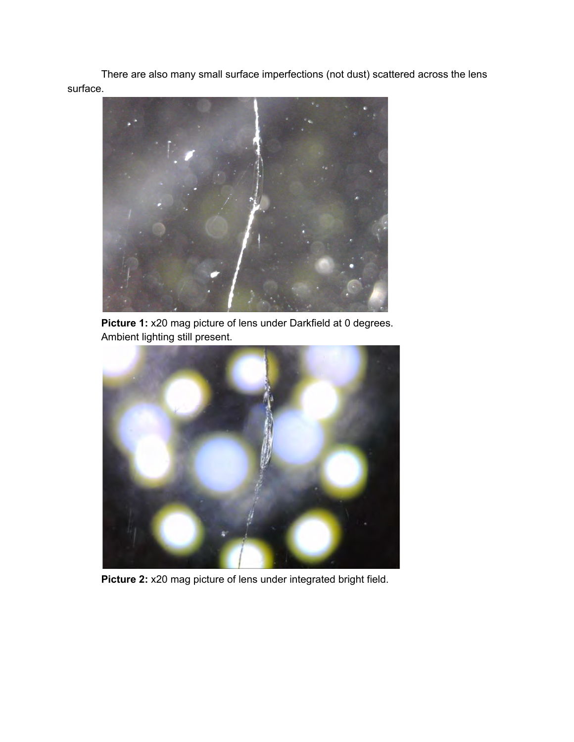There are also many small surface imperfections (not dust) scattered across the lens surface.

**Picture 1:** x20 mag picture of lens under Darkfield at 0 degrees. Ambient lighting still present.

**Picture 2:** x20 mag picture of lens under integrated bright field.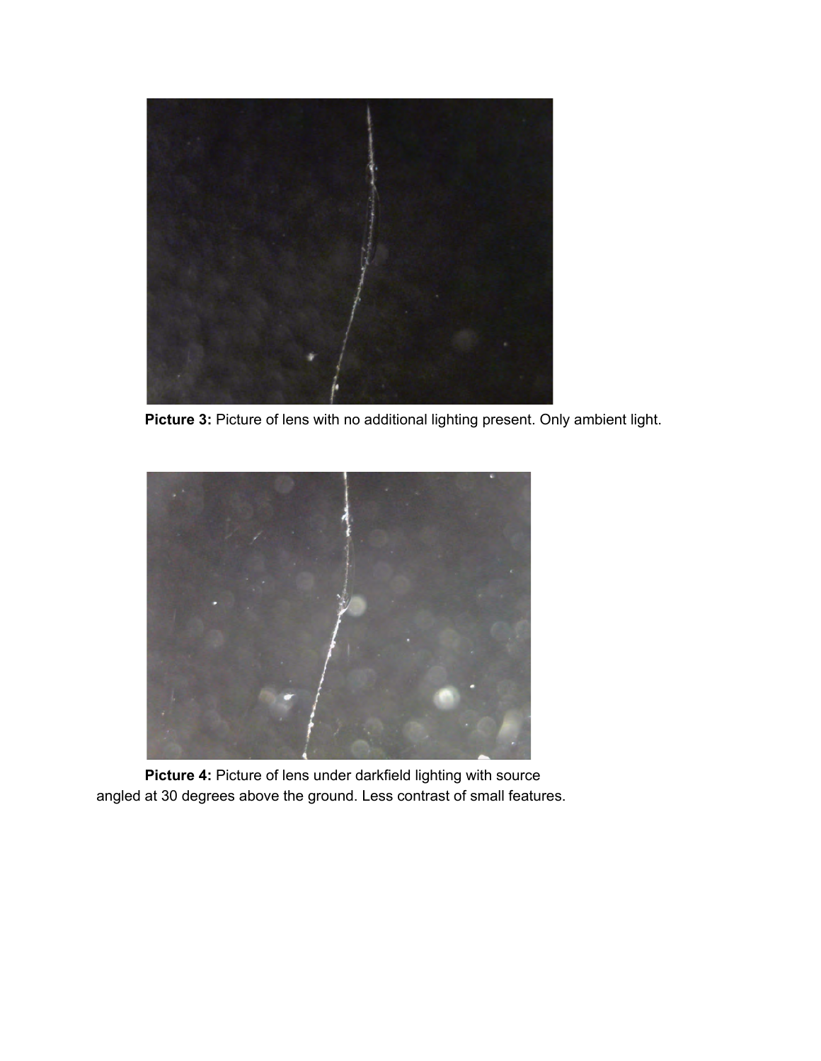**Picture 3:** Picture of lens with no additional lighting present. Only ambient light.

**Picture 4:** Picture of lens under darkfield lighting with source angled at 30 degrees above the ground. Less contrast of small features.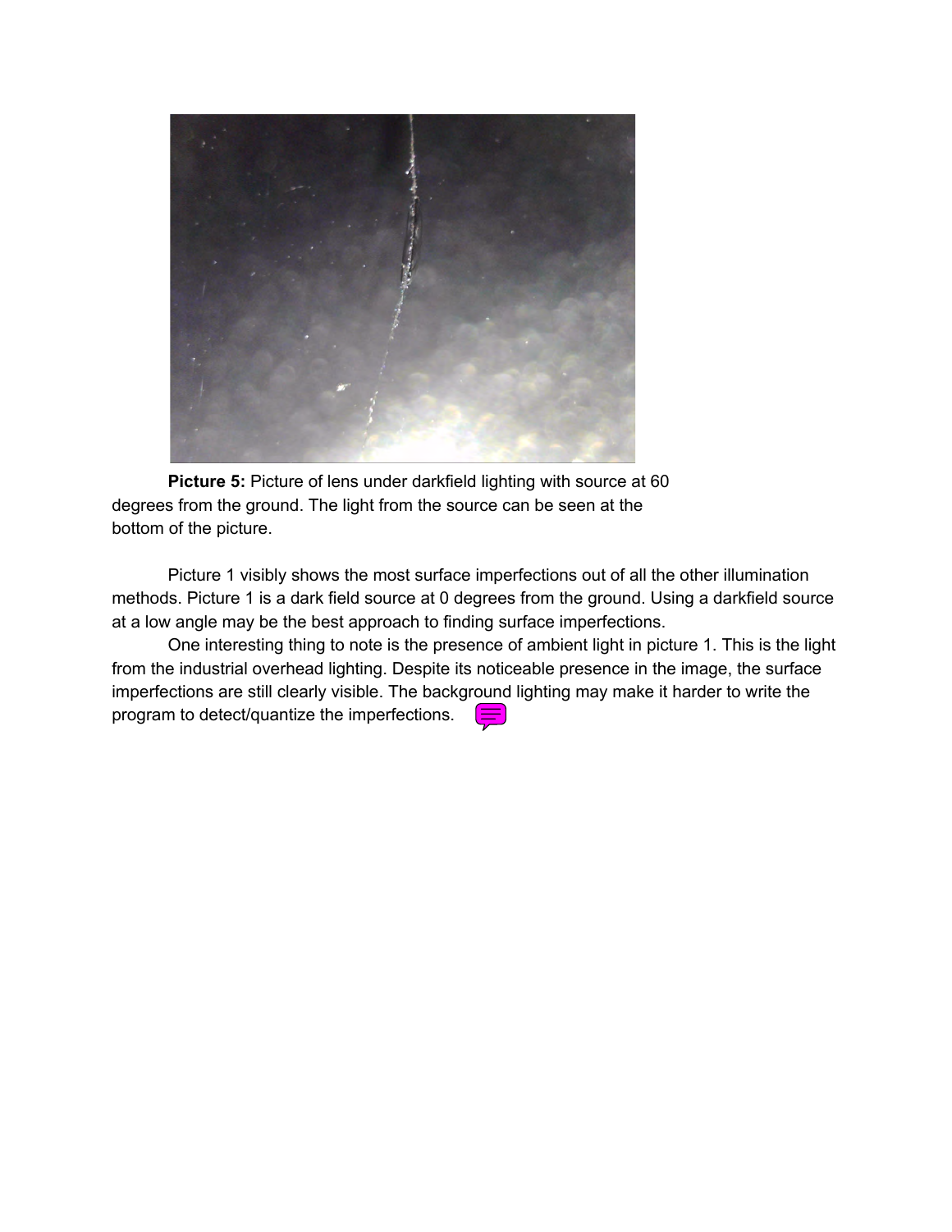**Picture 5:** Picture of lens under darkfield lighting with source at 60 degrees from the ground. The light from the source can be seen at the bottom of the picture.

Picture 1 visibly shows the most surface imperfections out of all the other illumination methods. Picture 1 is a dark field source at 0 degrees from the ground. Using a darkfield source at a low angle may be the best approach to finding surface imperfections.

One interesting thing to note is the presence of ambient light in picture 1. This is the light from the industrial overhead lighting. Despite its noticeable presence in the image, the surface imperfections are still clearly visible. The background lighting may make it harder to write the program to detect/quantize the imperfections.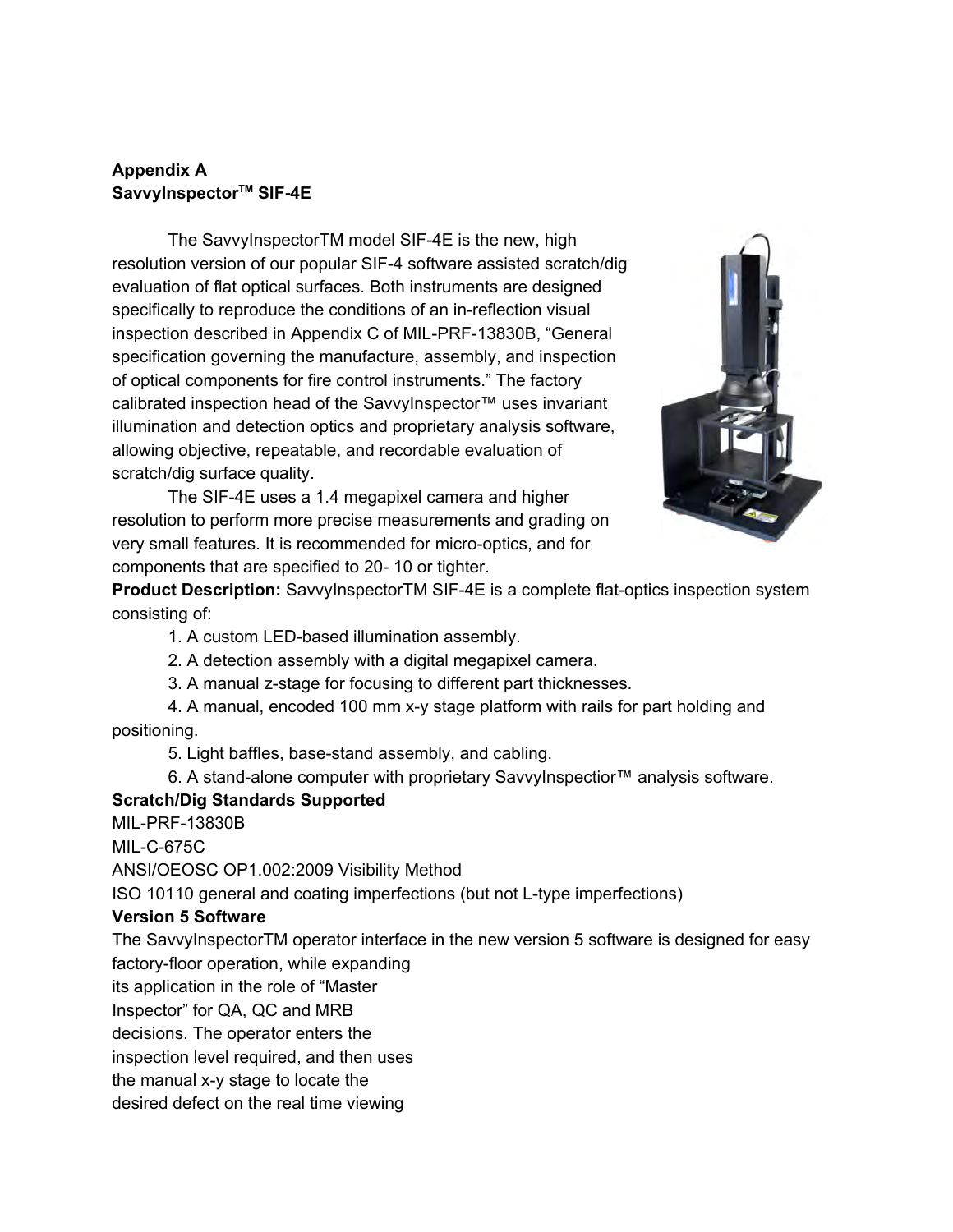**Appendix A**
**SavvyInspector™ SIF-4E**

The SavvyInspectorTM model SIF-4E is the new, high resolution version of our popular SIF-4 software assisted scratch/dig evaluation of flat optical surfaces. Both instruments are designed specifically to reproduce the conditions of an in-reflection visual inspection described in Appendix C of MIL-PRF-13830B, "General specification governing the manufacture, assembly, and inspection of optical components for fire control instruments." The factory calibrated inspection head of the SavvyInspector™ uses invariant illumination and detection optics and proprietary analysis software, allowing objective, repeatable, and recordable evaluation of scratch/dig surface quality.

The SIF-4E uses a 1.4 megapixel camera and higher resolution to perform more precise measurements and grading on very small features. It is recommended for micro-optics, and for components that are specified to 20- 10 or tighter.

**Product Description:** SavvyInspectorTM SIF-4E is a complete flat-optics inspection system consisting of:

1. A custom LED-based illumination assembly.
2. A detection assembly with a digital megapixel camera.
3. A manual z-stage for focusing to different part thicknesses.
4. A manual, encoded 100 mm x-y stage platform with rails for part holding and positioning.
5. Light baffles, base-stand assembly, and cabling.
6. A stand-alone computer with proprietary SavvyInspectior™ analysis software.

**Scratch/Dig Standards Supported**

MIL-PRF-13830B

MIL-C-675C

ANSI/OEOSC OP1.002:2009 Visibility Method

ISO 10110 general and coating imperfections (but not L-type imperfections)

**Version 5 Software**

The SavvyInspectorTM operator interface in the new version 5 software is designed for easy factory-floor operation, while expanding its application in the role of "Master Inspector" for QA, QC and MRB decisions. The operator enters the inspection level required, and then uses the manual x-y stage to locate the desired defect on the real time viewing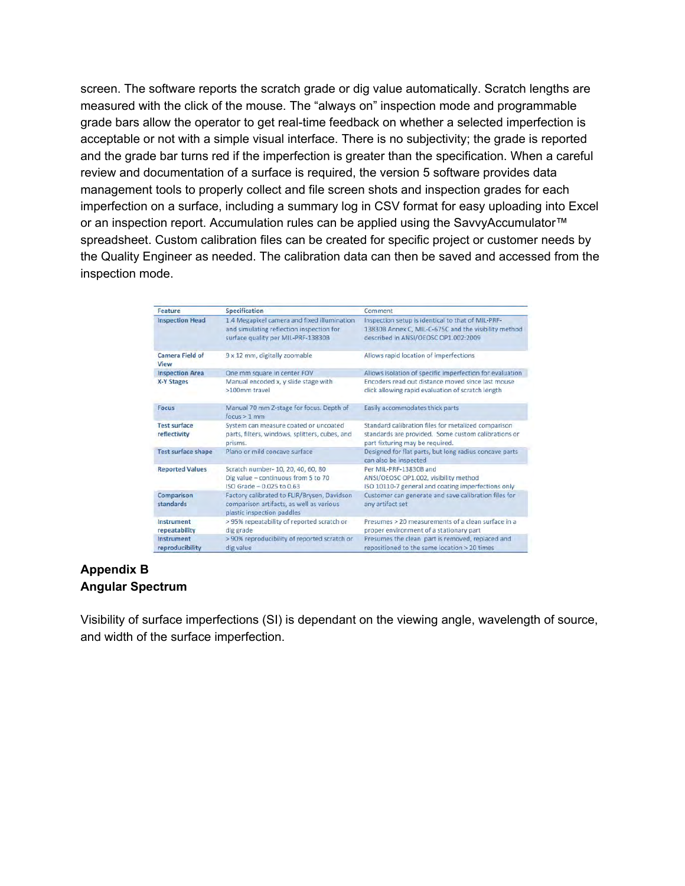screen. The software reports the scratch grade or dig value automatically. Scratch lengths are measured with the click of the mouse. The "always on" inspection mode and programmable grade bars allow the operator to get real-time feedback on whether a selected imperfection is acceptable or not with a simple visual interface. There is no subjectivity; the grade is reported and the grade bar turns red if the imperfection is greater than the specification. When a careful review and documentation of a surface is required, the version 5 software provides data management tools to properly collect and file screen shots and inspection grades for each imperfection on a surface, including a summary log in CSV format for easy uploading into Excel or an inspection report. Accumulation rules can be applied using the SavvyAccumulator™ spreadsheet. Custom calibration files can be created for specific project or customer needs by the Quality Engineer as needed. The calibration data can then be saved and accessed from the inspection mode.

| Feature | Specification | Comment |
|---|---|---|
| Inspection Head | 1.4 Megapixel camera and fixed illumination and simulating reflection inspection for surface quality per MIL-PRF-13830B | Inspection setup is identical to that of MIL-PRF-13830B Annex C, MIL-C-675C and the visibility method described in ANSI/OEOSC OP1.002:2009 |
| Camera Field of View | 9 x 12 mm, digitally zoomable | Allows rapid location of imperfections |
| Inspection Area | One mm square in center FOV | Allows isolation of specific imperfection for evaluation |
| X-Y Stages | Manual encoded x, y slide stage with >100mm travel | Encoders read out distance moved since last mouse click allowing rapid evaluation of scratch length |
| Focus | Manual 70 mm Z-stage for focus. Depth of focus > 1 mm | Easily accommodates thick parts |
| Test surface reflectivity | System can measure coated or uncoated parts, filters, windows, splitters, cubes, and prisms. | Standard calibration files for metalized comparison standards are provided. Some custom calibrations or part fixturing may be required. |
| Test surface shape | Plano or mild concave surface | Designed for flat parts, but long radius concave parts can also be inspected |
| Reported Values | Scratch number- 10, 20, 40, 60, 80<br>Dig value – continuous from 5 to 70<br>ISO Grade – 0.025 to 0.63 | Per MIL-PRF-13830B and<br>ANSI/OEOSC OP1.002, visibility method<br>ISO 10110-7 general and coating imperfections only |
| Comparison standards | Factory calibrated to FLIR/Brysen, Davidson comparison artifacts, as well as various plastic inspection paddles | Customer can generate and save calibration files for any artifact set |
| Instrument repeatability | > 95% repeatability of reported scratch or dig grade | Presumes > 20 measurements of a clean surface in a proper environment of a stationary part |
| Instrument reproducibility | > 90% reproducibility of reported scratch or dig value | Presumes the clean part is removed, replaced and repositioned to the same location > 20 times |

## Appendix B
## Angular Spectrum

Visibility of surface imperfections (SI) is dependant on the viewing angle, wavelength of source, and width of the surface imperfection.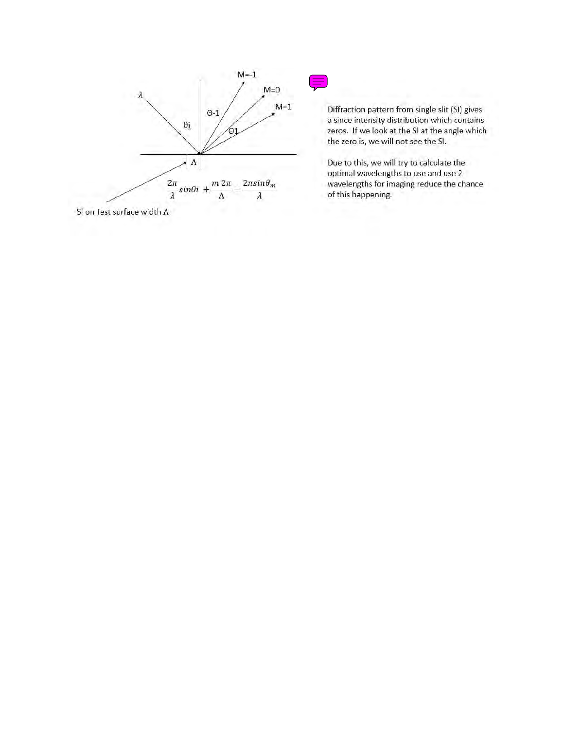M=-1

M=0

M=1

λ

θi

Θ-1

Θ1

Λ

$$\frac{2\pi}{\lambda} sin\theta i \pm \frac{m\ 2\pi}{\Lambda} = \frac{2\pi sin\theta_m}{\lambda}$$

SI on Test surface width Λ

Diffraction pattern from single slit (SI) gives a since intensity distribution which contains zeros. If we look at the SI at the angle which the zero is, we will not see the SI.

Due to this, we will try to calculate the optimal wavelengths to use and use 2 wavelengths for imaging reduce the chance of this happening.